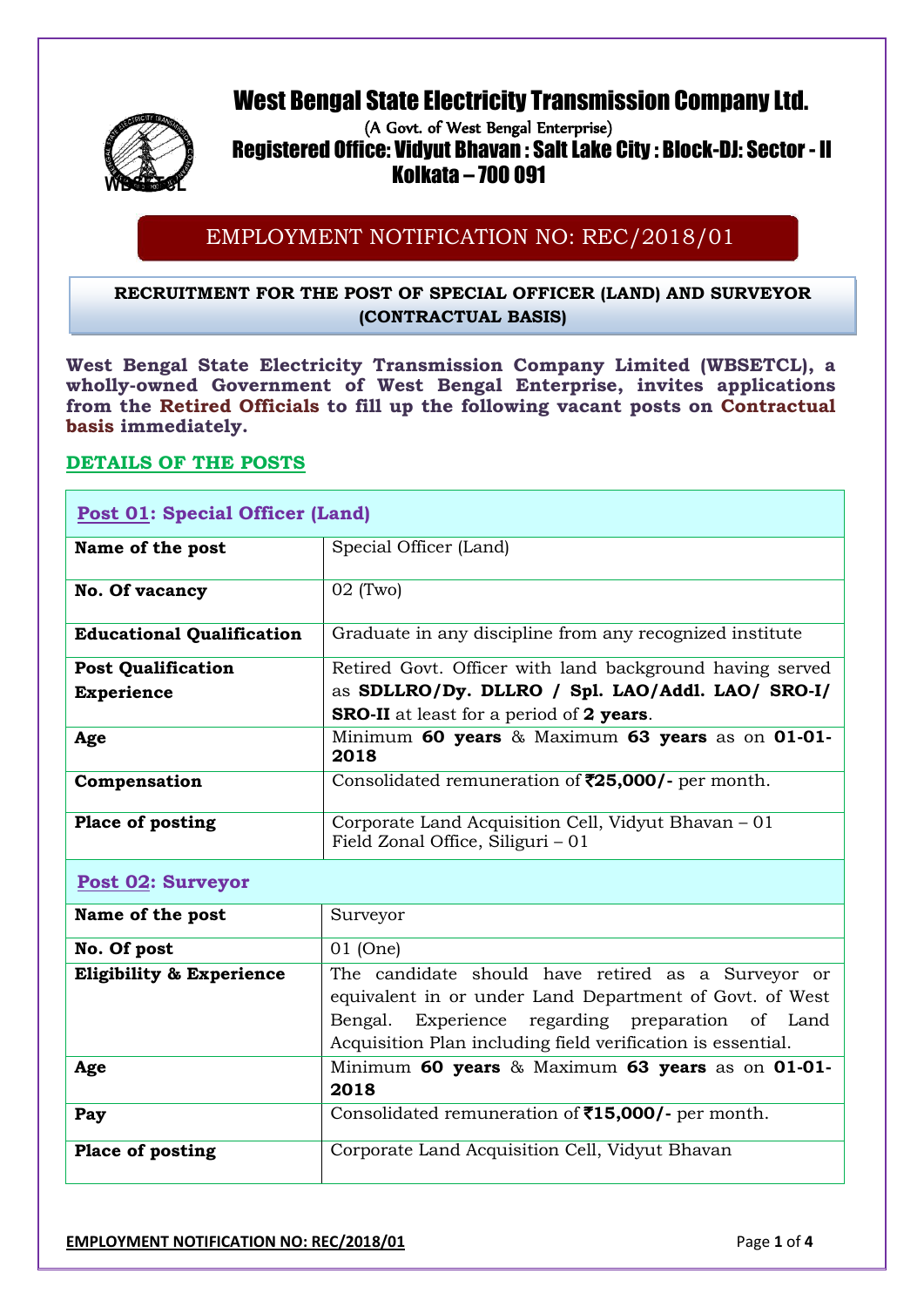# West Bengal State Electricity Transmission Company Ltd.

(A Govt. of West Bengal Enterprise)

**Registered Office: Vidyut Bhavan : Salt Lake City : Block-DJ: Sector - II Kolkata – 700 091**

## EMPLOYMENT NOTIFICATION NO: REC/2018/01

**RECRUITMENT FOR THE POST OF SPECIAL OFFICER (LAND) AND SURVEYOR (CONTRACTUAL BASIS)**

**West Bengal State Electricity Transmission Company Limited (WBSETCL), a wholly-owned Government of West Bengal Enterprise, invites applications from the Retired Officials to fill up the following vacant posts on Contractual basis immediately.**

### DETAILS OF THE POSTS

| **Post 01: Special Officer (Land)** | |
|---|---|
| **Name of the post** | Special Officer (Land) |
| **No. Of vacancy** | 02 (Two) |
| **Educational Qualification** | Graduate in any discipline from any recognized institute |
| **Post Qualification Experience** | Retired Govt. Officer with land background having served as **SDLLRO/Dy. DLLRO / Spl. LAO/Addl. LAO/ SRO-I/ SRO-II** at least for a period of **2 years**. |
| **Age** | Minimum **60 years** & Maximum **63 years** as on **01-01-2018** |
| **Compensation** | Consolidated remuneration of **₹25,000/-** per month. |
| **Place of posting** | Corporate Land Acquisition Cell, Vidyut Bhavan – 01<br>Field Zonal Office, Siliguri – 01 |
| **Post 02: Surveyor** | |
| **Name of the post** | Surveyor |
| **No. Of post** | 01 (One) |
| **Eligibility & Experience** | The candidate should have retired as a Surveyor or equivalent in or under Land Department of Govt. of West Bengal. Experience regarding preparation of Land Acquisition Plan including field verification is essential. |
| **Age** | Minimum **60 years** & Maximum **63 years** as on **01-01-2018** |
| **Pay** | Consolidated remuneration of **₹15,000/-** per month. |
| **Place of posting** | Corporate Land Acquisition Cell, Vidyut Bhavan |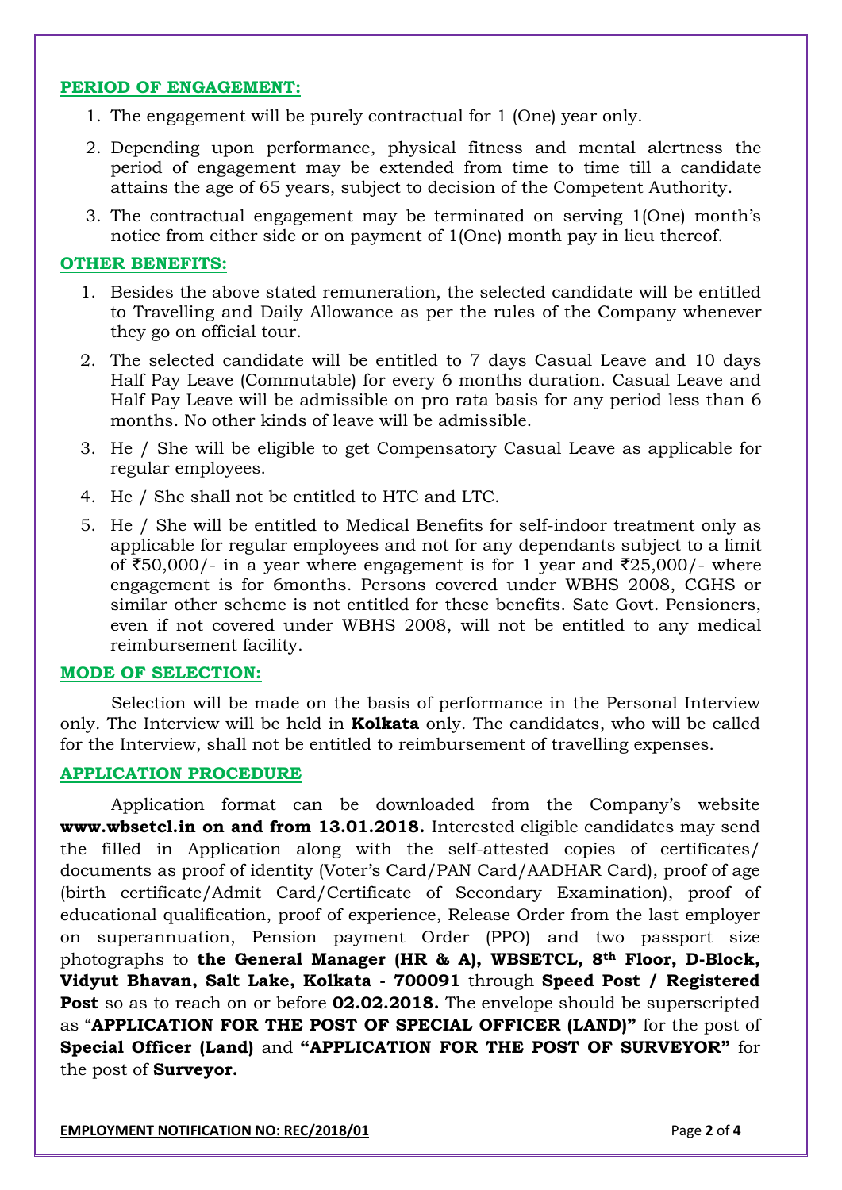## PERIOD OF ENGAGEMENT:

1. The engagement will be purely contractual for 1 (One) year only.
2. Depending upon performance, physical fitness and mental alertness the period of engagement may be extended from time to time till a candidate attains the age of 65 years, subject to decision of the Competent Authority.
3. The contractual engagement may be terminated on serving 1(One) month's notice from either side or on payment of 1(One) month pay in lieu thereof.

## OTHER BENEFITS:

1. Besides the above stated remuneration, the selected candidate will be entitled to Travelling and Daily Allowance as per the rules of the Company whenever they go on official tour.
2. The selected candidate will be entitled to 7 days Casual Leave and 10 days Half Pay Leave (Commutable) for every 6 months duration. Casual Leave and Half Pay Leave will be admissible on pro rata basis for any period less than 6 months. No other kinds of leave will be admissible.
3. He / She will be eligible to get Compensatory Casual Leave as applicable for regular employees.
4. He / She shall not be entitled to HTC and LTC.
5. He / She will be entitled to Medical Benefits for self-indoor treatment only as applicable for regular employees and not for any dependants subject to a limit of ₹50,000/- in a year where engagement is for 1 year and ₹25,000/- where engagement is for 6months. Persons covered under WBHS 2008, CGHS or similar other scheme is not entitled for these benefits. Sate Govt. Pensioners, even if not covered under WBHS 2008, will not be entitled to any medical reimbursement facility.

## MODE OF SELECTION:

Selection will be made on the basis of performance in the Personal Interview only. The Interview will be held in **Kolkata** only. The candidates, who will be called for the Interview, shall not be entitled to reimbursement of travelling expenses.

## APPLICATION PROCEDURE

Application format can be downloaded from the Company's website **www.wbsetcl.in on and from 13.01.2018.** Interested eligible candidates may send the filled in Application along with the self-attested copies of certificates/ documents as proof of identity (Voter's Card/PAN Card/AADHAR Card), proof of age (birth certificate/Admit Card/Certificate of Secondary Examination), proof of educational qualification, proof of experience, Release Order from the last employer on superannuation, Pension payment Order (PPO) and two passport size photographs to **the General Manager (HR & A), WBSETCL, 8th Floor, D-Block, Vidyut Bhavan, Salt Lake, Kolkata - 700091** through **Speed Post / Registered Post** so as to reach on or before **02.02.2018.** The envelope should be superscripted as "**APPLICATION FOR THE POST OF SPECIAL OFFICER (LAND)"** for the post of **Special Officer (Land)** and **"APPLICATION FOR THE POST OF SURVEYOR"** for the post of **Surveyor.**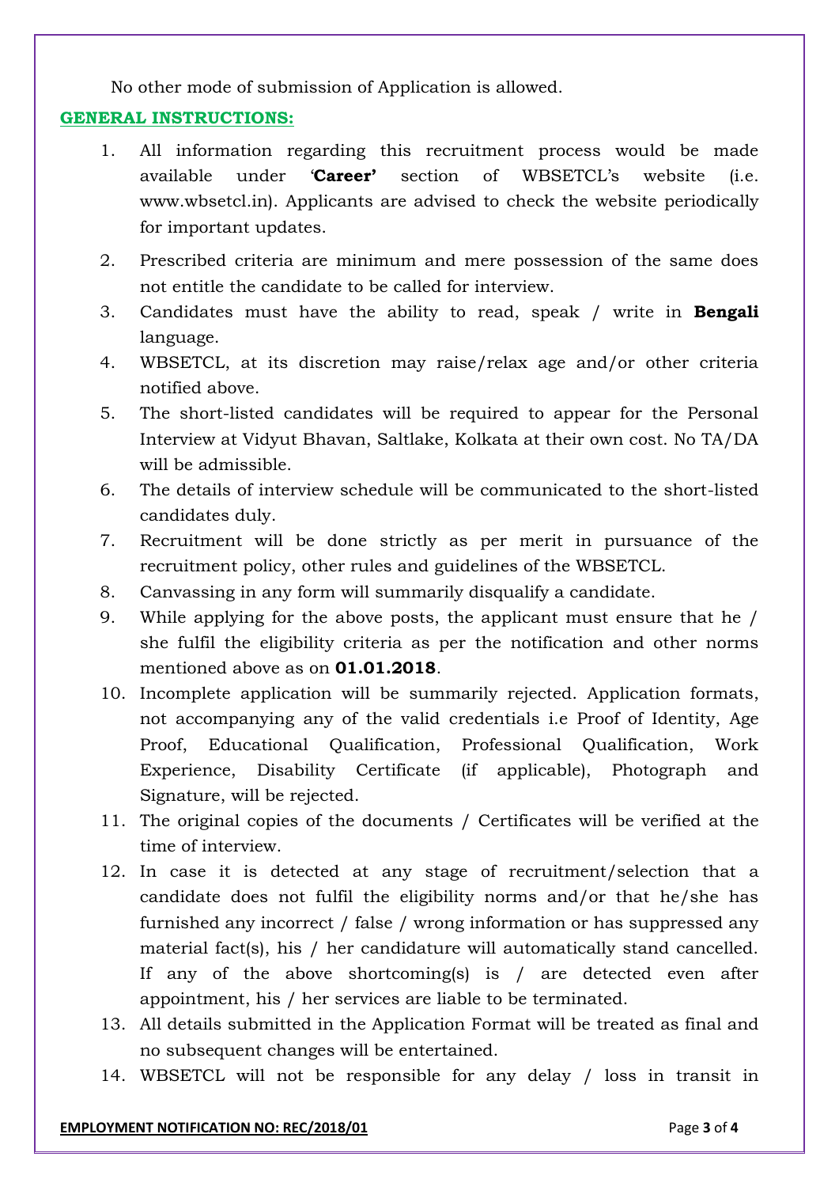No other mode of submission of Application is allowed.

**GENERAL INSTRUCTIONS:**

1. All information regarding this recruitment process would be made available under '**Career'** section of WBSETCL's website (i.e. www.wbsetcl.in). Applicants are advised to check the website periodically for important updates.
2. Prescribed criteria are minimum and mere possession of the same does not entitle the candidate to be called for interview.
3. Candidates must have the ability to read, speak / write in **Bengali** language.
4. WBSETCL, at its discretion may raise/relax age and/or other criteria notified above.
5. The short-listed candidates will be required to appear for the Personal Interview at Vidyut Bhavan, Saltlake, Kolkata at their own cost. No TA/DA will be admissible.
6. The details of interview schedule will be communicated to the short-listed candidates duly.
7. Recruitment will be done strictly as per merit in pursuance of the recruitment policy, other rules and guidelines of the WBSETCL.
8. Canvassing in any form will summarily disqualify a candidate.
9. While applying for the above posts, the applicant must ensure that he / she fulfil the eligibility criteria as per the notification and other norms mentioned above as on **01.01.2018**.
10. Incomplete application will be summarily rejected. Application formats, not accompanying any of the valid credentials i.e Proof of Identity, Age Proof, Educational Qualification, Professional Qualification, Work Experience, Disability Certificate (if applicable), Photograph and Signature, will be rejected.
11. The original copies of the documents / Certificates will be verified at the time of interview.
12. In case it is detected at any stage of recruitment/selection that a candidate does not fulfil the eligibility norms and/or that he/she has furnished any incorrect / false / wrong information or has suppressed any material fact(s), his / her candidature will automatically stand cancelled. If any of the above shortcoming(s) is / are detected even after appointment, his / her services are liable to be terminated.
13. All details submitted in the Application Format will be treated as final and no subsequent changes will be entertained.
14. WBSETCL will not be responsible for any delay / loss in transit in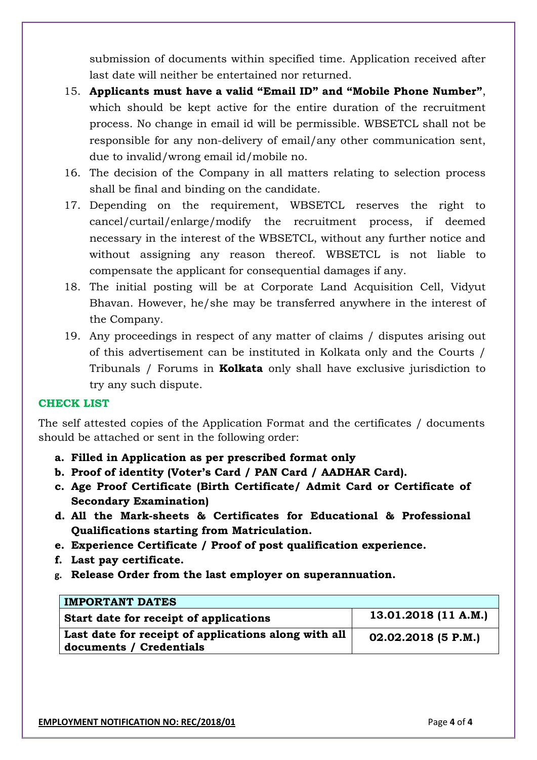submission of documents within specified time. Application received after last date will neither be entertained nor returned.

15. **Applicants must have a valid "Email ID" and "Mobile Phone Number"**, which should be kept active for the entire duration of the recruitment process. No change in email id will be permissible. WBSETCL shall not be responsible for any non-delivery of email/any other communication sent, due to invalid/wrong email id/mobile no.
16. The decision of the Company in all matters relating to selection process shall be final and binding on the candidate.
17. Depending on the requirement, WBSETCL reserves the right to cancel/curtail/enlarge/modify the recruitment process, if deemed necessary in the interest of the WBSETCL, without any further notice and without assigning any reason thereof. WBSETCL is not liable to compensate the applicant for consequential damages if any.
18. The initial posting will be at Corporate Land Acquisition Cell, Vidyut Bhavan. However, he/she may be transferred anywhere in the interest of the Company.
19. Any proceedings in respect of any matter of claims / disputes arising out of this advertisement can be instituted in Kolkata only and the Courts / Tribunals / Forums in **Kolkata** only shall have exclusive jurisdiction to try any such dispute.

## CHECK LIST

The self attested copies of the Application Format and the certificates / documents should be attached or sent in the following order:

a. **Filled in Application as per prescribed format only**
b. **Proof of identity (Voter's Card / PAN Card / AADHAR Card).**
c. **Age Proof Certificate (Birth Certificate/ Admit Card or Certificate of Secondary Examination)**
d. **All the Mark-sheets & Certificates for Educational & Professional Qualifications starting from Matriculation.**
e. **Experience Certificate / Proof of post qualification experience.**
f. **Last pay certificate.**
g. **Release Order from the last employer on superannuation.**

| **IMPORTANT DATES** | |
|---|---|
| **Start date for receipt of applications** | **13.01.2018 (11 A.M.)** |
| **Last date for receipt of applications along with all documents / Credentials** | **02.02.2018 (5 P.M.)** |

**EMPLOYMENT NOTIFICATION NO: REC/2018/01**